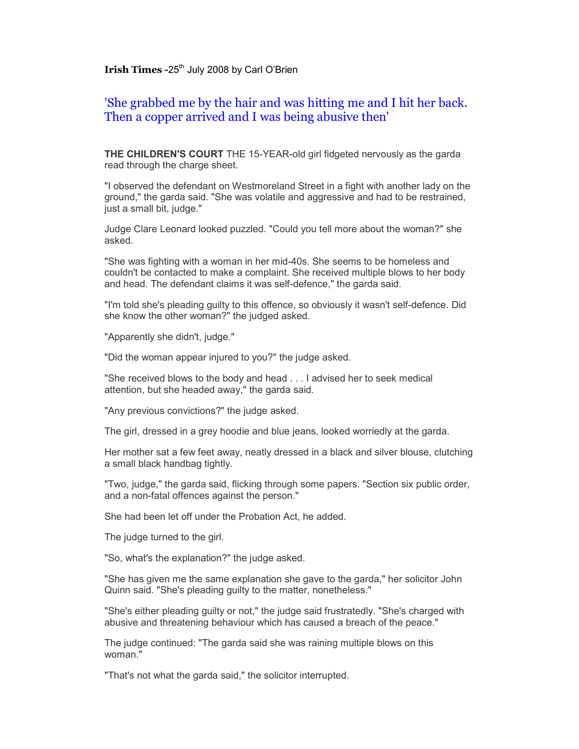**Irish Times** -25th July 2008 by Carl O'Brien

## 'She grabbed me by the hair and was hitting me and I hit her back. Then a copper arrived and I was being abusive then'

**THE CHILDREN'S COURT** THE 15-YEAR-old girl fidgeted nervously as the garda read through the charge sheet.

"I observed the defendant on Westmoreland Street in a fight with another lady on the ground," the garda said. "She was volatile and aggressive and had to be restrained, just a small bit, judge."

Judge Clare Leonard looked puzzled. "Could you tell more about the woman?" she asked.

"She was fighting with a woman in her mid-40s. She seems to be homeless and couldn't be contacted to make a complaint. She received multiple blows to her body and head. The defendant claims it was self-defence," the garda said.

"I'm told she's pleading guilty to this offence, so obviously it wasn't self-defence. Did she know the other woman?" the judged asked.

"Apparently she didn't, judge."

"Did the woman appear injured to you?" the judge asked.

"She received blows to the body and head . . . I advised her to seek medical attention, but she headed away," the garda said.

"Any previous convictions?" the judge asked.

The girl, dressed in a grey hoodie and blue jeans, looked worriedly at the garda.

Her mother sat a few feet away, neatly dressed in a black and silver blouse, clutching a small black handbag tightly.

"Two, judge," the garda said, flicking through some papers. "Section six public order, and a non-fatal offences against the person."

She had been let off under the Probation Act, he added.

The judge turned to the girl.

"So, what's the explanation?" the judge asked.

"She has given me the same explanation she gave to the garda," her solicitor John Quinn said. "She's pleading guilty to the matter, nonetheless."

"She's either pleading guilty or not," the judge said frustratedly. "She's charged with abusive and threatening behaviour which has caused a breach of the peace."

The judge continued: "The garda said she was raining multiple blows on this woman."

"That's not what the garda said," the solicitor interrupted.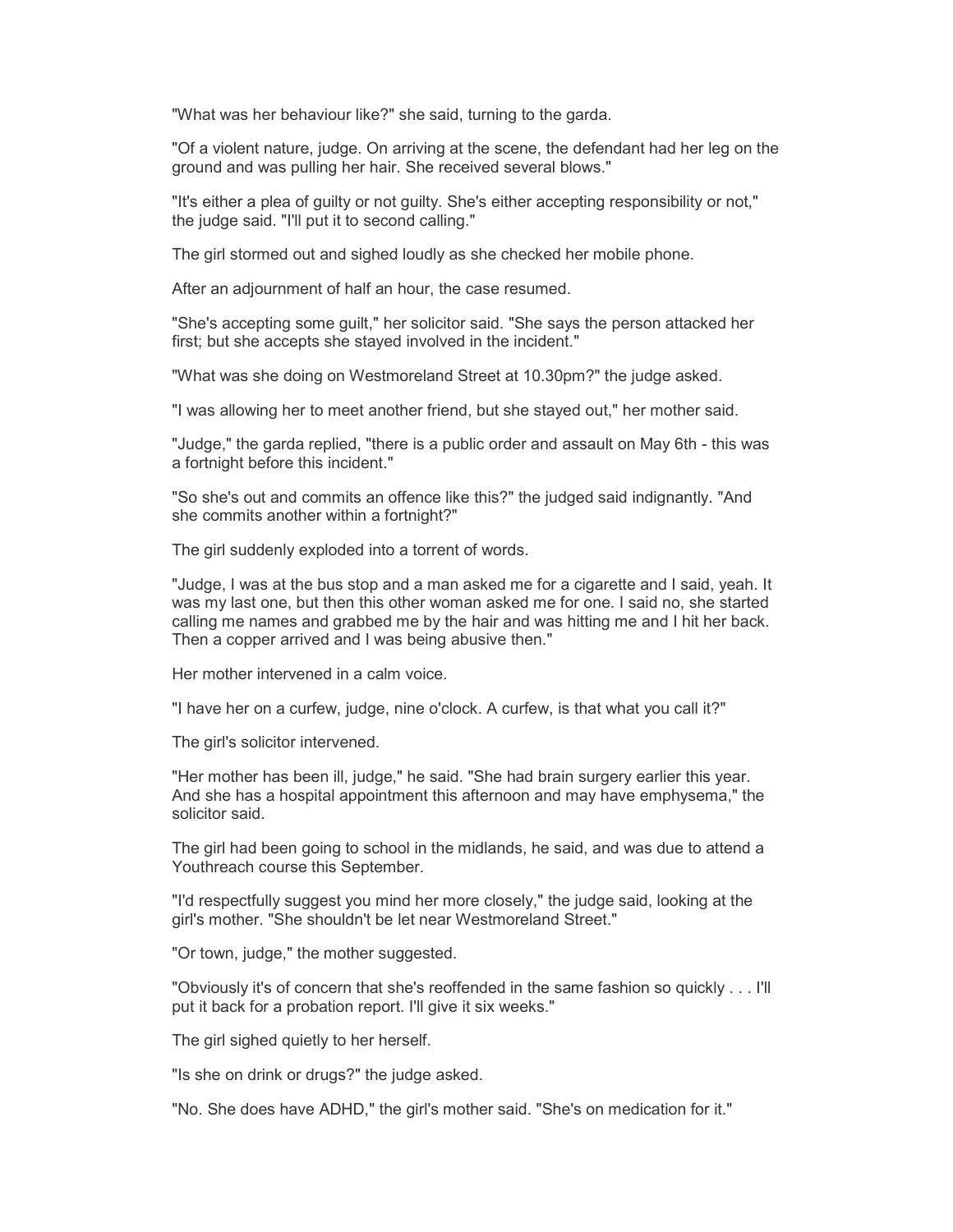"What was her behaviour like?" she said, turning to the garda.

"Of a violent nature, judge. On arriving at the scene, the defendant had her leg on the ground and was pulling her hair. She received several blows."

"It's either a plea of guilty or not guilty. She's either accepting responsibility or not," the judge said. "I'll put it to second calling."

The girl stormed out and sighed loudly as she checked her mobile phone.

After an adjournment of half an hour, the case resumed.

"She's accepting some guilt," her solicitor said. "She says the person attacked her first; but she accepts she stayed involved in the incident."

"What was she doing on Westmoreland Street at 10.30pm?" the judge asked.

"I was allowing her to meet another friend, but she stayed out," her mother said.

"Judge," the garda replied, "there is a public order and assault on May 6th - this was a fortnight before this incident."

"So she's out and commits an offence like this?" the judged said indignantly. "And she commits another within a fortnight?"

The girl suddenly exploded into a torrent of words.

"Judge, I was at the bus stop and a man asked me for a cigarette and I said, yeah. It was my last one, but then this other woman asked me for one. I said no, she started calling me names and grabbed me by the hair and was hitting me and I hit her back. Then a copper arrived and I was being abusive then."

Her mother intervened in a calm voice.

"I have her on a curfew, judge, nine o'clock. A curfew, is that what you call it?"

The girl's solicitor intervened.

"Her mother has been ill, judge," he said. "She had brain surgery earlier this year. And she has a hospital appointment this afternoon and may have emphysema," the solicitor said.

The girl had been going to school in the midlands, he said, and was due to attend a Youthreach course this September.

"I'd respectfully suggest you mind her more closely," the judge said, looking at the girl's mother. "She shouldn't be let near Westmoreland Street."

"Or town, judge," the mother suggested.

"Obviously it's of concern that she's reoffended in the same fashion so quickly . . . I'll put it back for a probation report. I'll give it six weeks."

The girl sighed quietly to her herself.

"Is she on drink or drugs?" the judge asked.

"No. She does have ADHD," the girl's mother said. "She's on medication for it."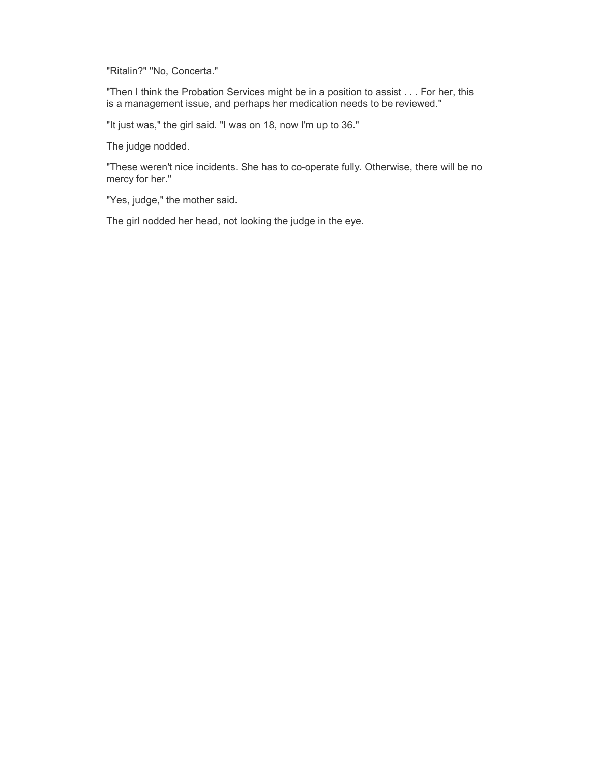"Ritalin?" "No, Concerta."

"Then I think the Probation Services might be in a position to assist . . . For her, this is a management issue, and perhaps her medication needs to be reviewed."

"It just was," the girl said. "I was on 18, now I'm up to 36."

The judge nodded.

"These weren't nice incidents. She has to co-operate fully. Otherwise, there will be no mercy for her."

"Yes, judge," the mother said.

The girl nodded her head, not looking the judge in the eye.